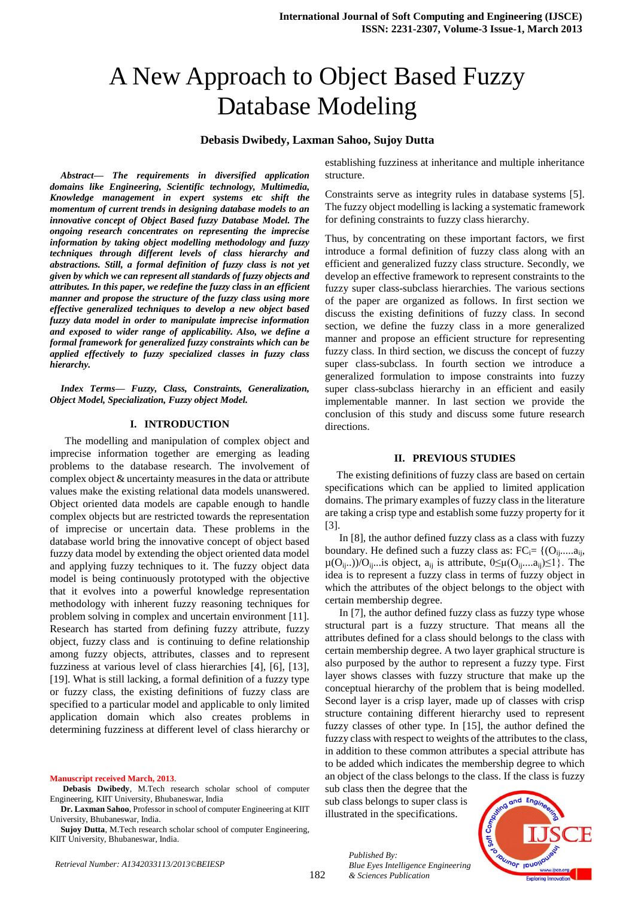# A New Approach to Object Based Fuzzy Database Modeling

**Debasis Dwibedy, Laxman Sahoo, Sujoy Dutta**

***Abstract— The requirements in diversified application domains like Engineering, Scientific technology, Multimedia, Knowledge management in expert systems etc shift the momentum of current trends in designing database models to an innovative concept of Object Based fuzzy Database Model. The ongoing research concentrates on representing the imprecise information by taking object modelling methodology and fuzzy techniques through different levels of class hierarchy and abstractions. Still, a formal definition of fuzzy class is not yet given by which we can represent all standards of fuzzy objects and attributes. In this paper, we redefine the fuzzy class in an efficient manner and propose the structure of the fuzzy class using more effective generalized techniques to develop a new object based fuzzy data model in order to manipulate imprecise information and exposed to wider range of applicability. Also, we define a formal framework for generalized fuzzy constraints which can be applied effectively to fuzzy specialized classes in fuzzy class hierarchy.***

***Index Terms— Fuzzy, Class, Constraints, Generalization, Object Model, Specialization, Fuzzy object Model.***

## I. INTRODUCTION

The modelling and manipulation of complex object and imprecise information together are emerging as leading problems to the database research. The involvement of complex object & uncertainty measures in the data or attribute values make the existing relational data models unanswered. Object oriented data models are capable enough to handle complex objects but are restricted towards the representation of imprecise or uncertain data. These problems in the database world bring the innovative concept of object based fuzzy data model by extending the object oriented data model and applying fuzzy techniques to it. The fuzzy object data model is being continuously prototyped with the objective that it evolves into a powerful knowledge representation methodology with inherent fuzzy reasoning techniques for problem solving in complex and uncertain environment [11]. Research has started from defining fuzzy attribute, fuzzy object, fuzzy class and is continuing to define relationship among fuzzy objects, attributes, classes and to represent fuzziness at various level of class hierarchies [4], [6], [13], [19]. What is still lacking, a formal definition of a fuzzy type or fuzzy class, the existing definitions of fuzzy class are specified to a particular model and applicable to only limited application domain which also creates problems in determining fuzziness at different level of class hierarchy or establishing fuzziness at inheritance and multiple inheritance structure.

Constraints serve as integrity rules in database systems [5]. The fuzzy object modelling is lacking a systematic framework for defining constraints to fuzzy class hierarchy.

Thus, by concentrating on these important factors, we first introduce a formal definition of fuzzy class along with an efficient and generalized fuzzy class structure. Secondly, we develop an effective framework to represent constraints to the fuzzy super class-subclass hierarchies. The various sections of the paper are organized as follows. In first section we discuss the existing definitions of fuzzy class. In second section, we define the fuzzy class in a more generalized manner and propose an efficient structure for representing fuzzy class. In third section, we discuss the concept of fuzzy super class-subclass. In fourth section we introduce a generalized formulation to impose constraints into fuzzy super class-subclass hierarchy in an efficient and easily implementable manner. In last section we provide the conclusion of this study and discuss some future research directions.

## II. PREVIOUS STUDIES

The existing definitions of fuzzy class are based on certain specifications which can be applied to limited application domains. The primary examples of fuzzy class in the literature are taking a crisp type and establish some fuzzy property for it [3].

In [8], the author defined fuzzy class as a class with fuzzy boundary. He defined such a fuzzy class as: $FC_i = \{(O_{ij}.....a_{ij}, \mu(O_{ij}..))/O_{ij}...$ is object, $a_{ij}$ is attribute, $0 \leq \mu(O_{ij}....a_{ij}) \leq 1\}$. The idea is to represent a fuzzy class in terms of fuzzy object in which the attributes of the object belongs to the object with certain membership degree.

In [7], the author defined fuzzy class as fuzzy type whose structural part is a fuzzy structure. That means all the attributes defined for a class should belongs to the class with certain membership degree. A two layer graphical structure is also purposed by the author to represent a fuzzy type. First layer shows classes with fuzzy structure that make up the conceptual hierarchy of the problem that is being modelled. Second layer is a crisp layer, made up of classes with crisp structure containing different hierarchy used to represent fuzzy classes of other type. In [15], the author defined the fuzzy class with respect to weights of the attributes to the class, in addition to these common attributes a special attribute has to be added which indicates the membership degree to which an object of the class belongs to the class. If the class is fuzzy sub class then the degree that the sub class belongs to super class is illustrated in the specifications.

**Manuscript received March, 2013.**

**Debasis Dwibedy**, M.Tech research scholar school of computer Engineering, KIIT University, Bhubaneswar, India

**Dr. Laxman Sahoo**, Professor in school of computer Engineering at KIIT University, Bhubaneswar, India.

**Sujoy Dutta**, M.Tech research scholar school of computer Engineering, KIIT University, Bhubaneswar, India.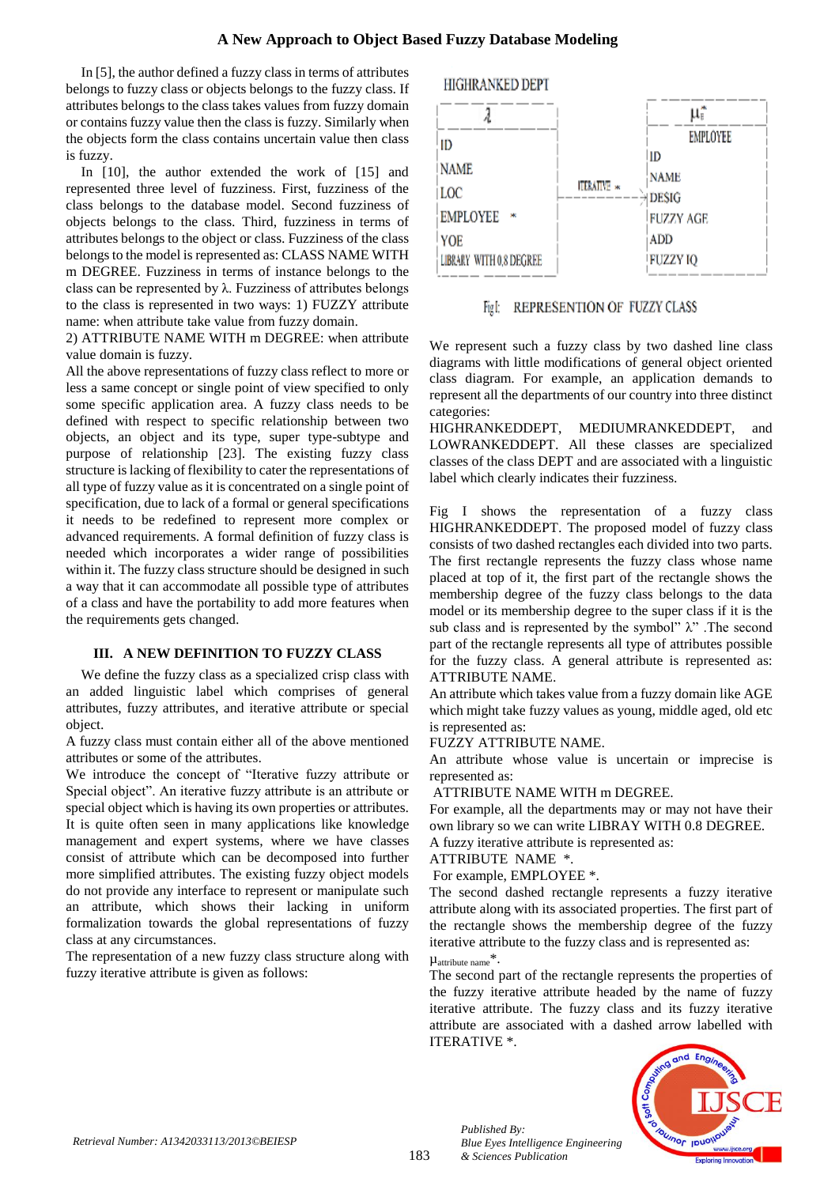In [5], the author defined a fuzzy class in terms of attributes belongs to fuzzy class or objects belongs to the fuzzy class. If attributes belongs to the class takes values from fuzzy domain or contains fuzzy value then the class is fuzzy. Similarly when the objects form the class contains uncertain value then class is fuzzy.

In [10], the author extended the work of [15] and represented three level of fuzziness. First, fuzziness of the class belongs to the database model. Second fuzziness of objects belongs to the class. Third, fuzziness in terms of attributes belongs to the object or class. Fuzziness of the class belongs to the model is represented as: CLASS NAME WITH m DEGREE. Fuzziness in terms of instance belongs to the class can be represented by λ. Fuzziness of attributes belongs to the class is represented in two ways: 1) FUZZY attribute name: when attribute take value from fuzzy domain.
2) ATTRIBUTE NAME WITH m DEGREE: when attribute value domain is fuzzy.

All the above representations of fuzzy class reflect to more or less a same concept or single point of view specified to only some specific application area. A fuzzy class needs to be defined with respect to specific relationship between two objects, an object and its type, super type-subtype and purpose of relationship [23]. The existing fuzzy class structure is lacking of flexibility to cater the representations of all type of fuzzy value as it is concentrated on a single point of specification, due to lack of a formal or general specifications it needs to be redefined to represent more complex or advanced requirements. A formal definition of fuzzy class is needed which incorporates a wider range of possibilities within it. The fuzzy class structure should be designed in such a way that it can accommodate all possible type of attributes of a class and have the portability to add more features when the requirements gets changed.

## III. A NEW DEFINITION TO FUZZY CLASS

We define the fuzzy class as a specialized crisp class with an added linguistic label which comprises of general attributes, fuzzy attributes, and iterative attribute or special object.

A fuzzy class must contain either all of the above mentioned attributes or some of the attributes.

We introduce the concept of "Iterative fuzzy attribute or Special object". An iterative fuzzy attribute is an attribute or special object which is having its own properties or attributes. It is quite often seen in many applications like knowledge management and expert systems, where we have classes consist of attribute which can be decomposed into further more simplified attributes. The existing fuzzy object models do not provide any interface to represent or manipulate such an attribute, which shows their lacking in uniform formalization towards the global representations of fuzzy class at any circumstances.

The representation of a new fuzzy class structure along with fuzzy iterative attribute is given as follows:

HIGHRANKED DEPT

| λ |  | $\mu_E^*$ |
|---|---|---|
|  |  | EMPLOYEE |
| ID |  | ID |
| NAME |  | NAME |
| LOC | ITERATIVE * → | DESIG |
| EMPLOYEE * |  | FUZZY AGE |
| YOE |  | ADD |
| LIBRARY WITH 0.8 DEGREE |  | FUZZY IQ |

Fig I: REPRESENTION OF FUZZY CLASS

We represent such a fuzzy class by two dashed line class diagrams with little modifications of general object oriented class diagram. For example, an application demands to represent all the departments of our country into three distinct categories:

HIGHRANKEDDEPT, MEDIUMRANKEDDEPT, and LOWRANKEDDEPT. All these classes are specialized classes of the class DEPT and are associated with a linguistic label which clearly indicates their fuzziness.

Fig I shows the representation of a fuzzy class HIGHRANKEDDEPT. The proposed model of fuzzy class consists of two dashed rectangles each divided into two parts. The first rectangle represents the fuzzy class whose name placed at top of it, the first part of the rectangle shows the membership degree of the fuzzy class belongs to the data model or its membership degree to the super class if it is the sub class and is represented by the symbol" λ" .The second part of the rectangle represents all type of attributes possible for the fuzzy class. A general attribute is represented as: ATTRIBUTE NAME.

An attribute which takes value from a fuzzy domain like AGE which might take fuzzy values as young, middle aged, old etc is represented as:

FUZZY ATTRIBUTE NAME.

An attribute whose value is uncertain or imprecise is represented as:

ATTRIBUTE NAME WITH m DEGREE.

For example, all the departments may or may not have their own library so we can write LIBRARY WITH 0.8 DEGREE.

A fuzzy iterative attribute is represented as:

ATTRIBUTE NAME *.

For example, EMPLOYEE *.

The second dashed rectangle represents a fuzzy iterative attribute along with its associated properties. The first part of the rectangle shows the membership degree of the fuzzy iterative attribute to the fuzzy class and is represented as: $\mu_{\text{attribute name}}^*$.

The second part of the rectangle represents the properties of the fuzzy iterative attribute headed by the name of fuzzy iterative attribute. The fuzzy class and its fuzzy iterative attribute are associated with a dashed arrow labelled with ITERATIVE *.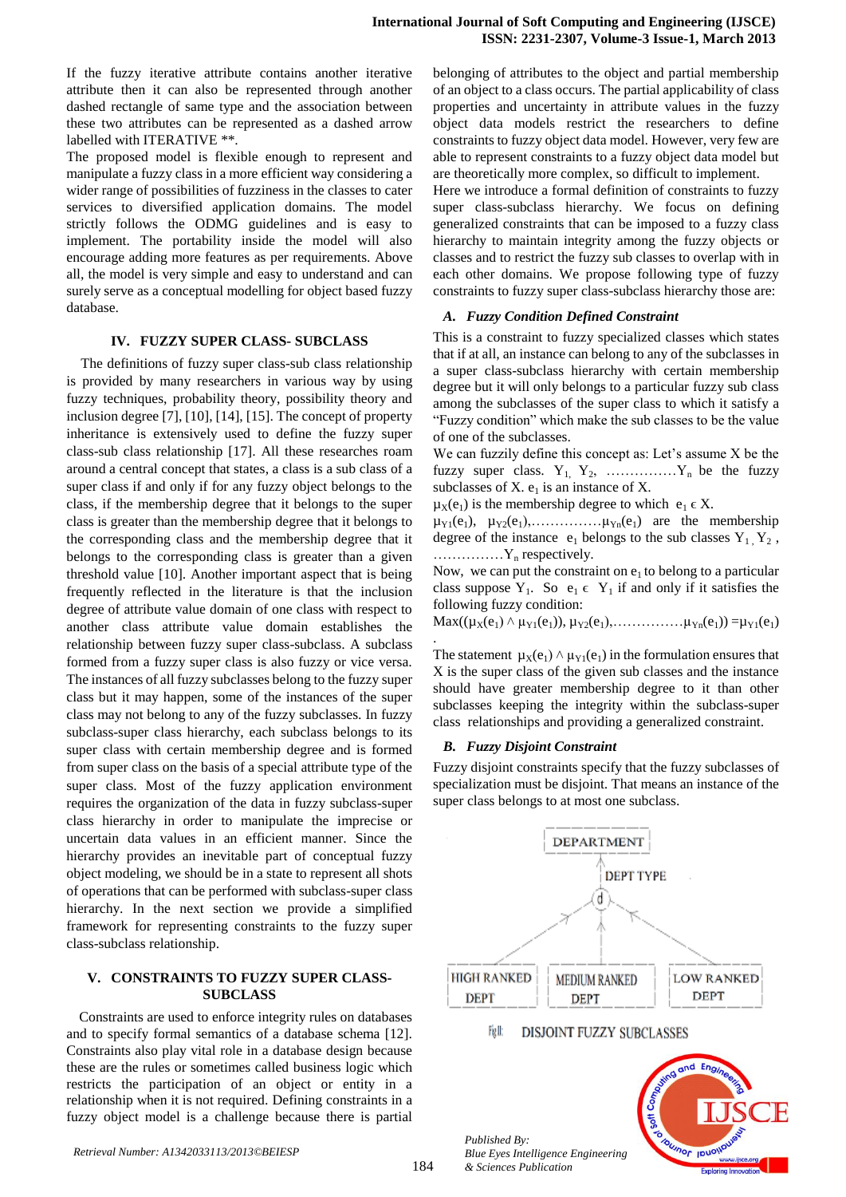If the fuzzy iterative attribute contains another iterative attribute then it can also be represented through another dashed rectangle of same type and the association between these two attributes can be represented as a dashed arrow labelled with ITERATIVE **.

The proposed model is flexible enough to represent and manipulate a fuzzy class in a more efficient way considering a wider range of possibilities of fuzziness in the classes to cater services to diversified application domains. The model strictly follows the ODMG guidelines and is easy to implement. The portability inside the model will also encourage adding more features as per requirements. Above all, the model is very simple and easy to understand and can surely serve as a conceptual modelling for object based fuzzy database.

## IV. FUZZY SUPER CLASS- SUBCLASS

The definitions of fuzzy super class-sub class relationship is provided by many researchers in various way by using fuzzy techniques, probability theory, possibility theory and inclusion degree [7], [10], [14], [15]. The concept of property inheritance is extensively used to define the fuzzy super class-sub class relationship [17]. All these researches roam around a central concept that states, a class is a sub class of a super class if and only if for any fuzzy object belongs to the class, if the membership degree that it belongs to the super class is greater than the membership degree that it belongs to the corresponding class and the membership degree that it belongs to the corresponding class is greater than a given threshold value [10]. Another important aspect that is being frequently reflected in the literature is that the inclusion degree of attribute value domain of one class with respect to another class attribute value domain establishes the relationship between fuzzy super class-subclass. A subclass formed from a fuzzy super class is also fuzzy or vice versa. The instances of all fuzzy subclasses belong to the fuzzy super class but it may happen, some of the instances of the super class may not belong to any of the fuzzy subclasses. In fuzzy subclass-super class hierarchy, each subclass belongs to its super class with certain membership degree and is formed from super class on the basis of a special attribute type of the super class. Most of the fuzzy application environment requires the organization of the data in fuzzy subclass-super class hierarchy in order to manipulate the imprecise or uncertain data values in an efficient manner. Since the hierarchy provides an inevitable part of conceptual fuzzy object modeling, we should be in a state to represent all shots of operations that can be performed with subclass-super class hierarchy. In the next section we provide a simplified framework for representing constraints to the fuzzy super class-subclass relationship.

## V. CONSTRAINTS TO FUZZY SUPER CLASS-SUBCLASS

Constraints are used to enforce integrity rules on databases and to specify formal semantics of a database schema [12]. Constraints also play vital role in a database design because these are the rules or sometimes called business logic which restricts the participation of an object or entity in a relationship when it is not required. Defining constraints in a fuzzy object model is a challenge because there is partial belonging of attributes to the object and partial membership of an object to a class occurs. The partial applicability of class properties and uncertainty in attribute values in the fuzzy object data models restrict the researchers to define constraints to fuzzy object data model. However, very few are able to represent constraints to a fuzzy object data model but are theoretically more complex, so difficult to implement.

Here we introduce a formal definition of constraints to fuzzy super class-subclass hierarchy. We focus on defining generalized constraints that can be imposed to a fuzzy class hierarchy to maintain integrity among the fuzzy objects or classes and to restrict the fuzzy sub classes to overlap with in each other domains. We propose following type of fuzzy constraints to fuzzy super class-subclass hierarchy those are:

### *A. Fuzzy Condition Defined Constraint*

This is a constraint to fuzzy specialized classes which states that if at all, an instance can belong to any of the subclasses in a super class-subclass hierarchy with certain membership degree but it only belongs to a particular fuzzy sub class among the subclasses of the super class to which it satisfy a "Fuzzy condition" which make the sub classes to be the value of one of the subclasses.

We can fuzzily define this concept as: Let's assume X be the fuzzy super class. $Y_1$, $Y_2$, ……………$Y_n$ be the fuzzy subclasses of X. $e_1$ is an instance of X.

$\mu_X(e_1)$ is the membership degree to which $e_1 \in X$.

$\mu_{Y1}(e_1)$, $\mu_{Y2}(e_1)$,……………$\mu_{Yn}(e_1)$ are the membership degree of the instance $e_1$ belongs to the sub classes $Y_1$, $Y_2$, ……………$Y_n$ respectively.

Now, we can put the constraint on $e_1$ to belong to a particular class suppose $Y_1$. So $e_1 \in Y_1$ if and only if it satisfies the following fuzzy condition:

$$\text{Max}((\mu_X(e_1) \wedge \mu_{Y1}(e_1)), \mu_{Y2}(e_1), \ldots\ldots\ldots\ldots\ldots \mu_{Yn}(e_1)) = \mu_{Y1}(e_1).$$

The statement $\mu_X(e_1) \wedge \mu_{Y1}(e_1)$ in the formulation ensures that X is the super class of the given sub classes and the instance should have greater membership degree to it than other subclasses keeping the integrity within the subclass-super class relationships and providing a generalized constraint.

### *B. Fuzzy Disjoint Constraint*

Fuzzy disjoint constraints specify that the fuzzy subclasses of specialization must be disjoint. That means an instance of the super class belongs to at most one subclass.

Fig II: DISJOINT FUZZY SUBCLASSES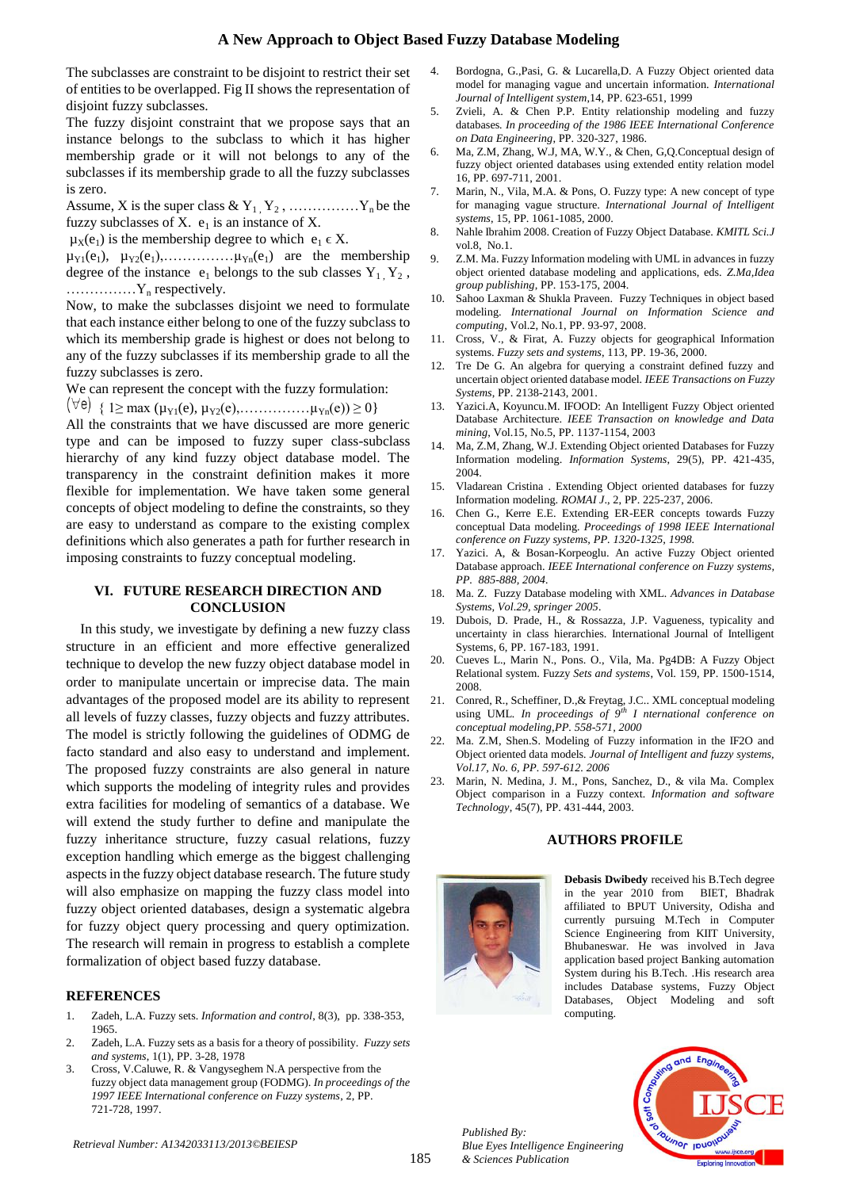The subclasses are constraint to be disjoint to restrict their set of entities to be overlapped. Fig II shows the representation of disjoint fuzzy subclasses.

The fuzzy disjoint constraint that we propose says that an instance belongs to the subclass to which it has higher membership grade or it will not belongs to any of the subclasses if its membership grade to all the fuzzy subclasses is zero.

Assume, X is the super class & $Y_1, Y_2$, ...............$Y_n$ be the fuzzy subclasses of X. $e_1$ is an instance of X.

$\mu_X(e_1)$ is the membership degree to which $e_1 \in X$.

$\mu_{Y1}(e_1)$, $\mu_{Y2}(e_1)$,...............$\mu_{Yn}(e_1)$ are the membership degree of the instance $e_1$ belongs to the sub classes $Y_1, Y_2$, ...............$Y_n$ respectively.

Now, to make the subclasses disjoint we need to formulate that each instance either belong to one of the fuzzy subclass to which its membership grade is highest or does not belong to any of the fuzzy subclasses if its membership grade to all the fuzzy subclasses is zero.

We can represent the concept with the fuzzy formulation:

$(\forall e)$ { $1 \geq \max(\mu_{Y1}(e), \mu_{Y2}(e),...............\mu_{Yn}(e)) \geq 0$}

All the constraints that we have discussed are more generic type and can be imposed to fuzzy super class-subclass hierarchy of any kind fuzzy object database model. The transparency in the constraint definition makes it more flexible for implementation. We have taken some general concepts of object modeling to define the constraints, so they are easy to understand as compare to the existing complex definitions which also generates a path for further research in imposing constraints to fuzzy conceptual modeling.

## VI. FUTURE RESEARCH DIRECTION AND CONCLUSION

In this study, we investigate by defining a new fuzzy class structure in an efficient and more effective generalized technique to develop the new fuzzy object database model in order to manipulate uncertain or imprecise data. The main advantages of the proposed model are its ability to represent all levels of fuzzy classes, fuzzy objects and fuzzy attributes. The model is strictly following the guidelines of ODMG de facto standard and also easy to understand and implement. The proposed fuzzy constraints are also general in nature which supports the modeling of integrity rules and provides extra facilities for modeling of semantics of a database. We will extend the study further to define and manipulate the fuzzy inheritance structure, fuzzy casual relations, fuzzy exception handling which emerge as the biggest challenging aspects in the fuzzy object database research. The future study will also emphasize on mapping the fuzzy class model into fuzzy object oriented databases, design a systematic algebra for fuzzy object query processing and query optimization. The research will remain in progress to establish a complete formalization of object based fuzzy database.

## REFERENCES

1. Zadeh, L.A. Fuzzy sets. *Information and control*, 8(3), pp. 338-353, 1965.
2. Zadeh, L.A. Fuzzy sets as a basis for a theory of possibility. *Fuzzy sets and systems*, 1(1), PP. 3-28, 1978
3. Cross, V.Caluwe, R. & Vangyseghem N.A perspective from the fuzzy object data management group (FODMG). *In proceedings of the 1997 IEEE International conference on Fuzzy systems*, 2, PP. 721-728, 1997.
4. Bordogna, G.,Pasi, G. & Lucarella,D. A Fuzzy Object oriented data model for managing vague and uncertain information. *International Journal of Intelligent system*,14, PP. 623-651, 1999
5. Zvieli, A. & Chen P.P. Entity relationship modeling and fuzzy databases. *In proceeding of the 1986 IEEE International Conference on Data Engineering*, PP. 320-327, 1986.
6. Ma, Z.M, Zhang, W.J, MA, W.Y., & Chen, G,Q.Conceptual design of fuzzy object oriented databases using extended entity relation model 16, PP. 697-711, 2001.
7. Marin, N., Vila, M.A. & Pons, O. Fuzzy type: A new concept of type for managing vague structure. *International Journal of Intelligent systems*, 15, PP. 1061-1085, 2000.
8. Nahle Ibrahim 2008. Creation of Fuzzy Object Database. *KMITL Sci.J* vol.8, No.1.
9. Z.M. Ma. Fuzzy Information modeling with UML in advances in fuzzy object oriented database modeling and applications, eds. *Z.Ma,Idea group publishing*, PP. 153-175, 2004.
10. Sahoo Laxman & Shukla Praveen. Fuzzy Techniques in object based modeling. *International Journal on Information Science and computing*, Vol.2, No.1, PP. 93-97, 2008.
11. Cross, V., & Firat, A. Fuzzy objects for geographical Information systems. *Fuzzy sets and systems*, 113, PP. 19-36, 2000.
12. Tre De G. An algebra for querying a constraint defined fuzzy and uncertain object oriented database model. *IEEE Transactions on Fuzzy Systems*, PP. 2138-2143, 2001.
13. Yazici.A, Koyuncu.M. IFOOD: An Intelligent Fuzzy Object oriented Database Architecture. *IEEE Transaction on knowledge and Data mining*, Vol.15, No.5, PP. 1137-1154, 2003
14. Ma, Z.M, Zhang, W.J. Extending Object oriented Databases for Fuzzy Information modeling. *Information Systems*, 29(5), PP. 421-435, 2004.
15. Vladarean Cristina . Extending Object oriented databases for fuzzy Information modeling. *ROMAI J.*, 2, PP. 225-237, 2006.
16. Chen G., Kerre E.E. Extending ER-EER concepts towards Fuzzy conceptual Data modeling. *Proceedings of 1998 IEEE International conference on Fuzzy systems, PP. 1320-1325, 1998.*
17. Yazici. A, & Bosan-Korpeoglu. An active Fuzzy Object oriented Database approach. *IEEE International conference on Fuzzy systems, PP. 885-888, 2004.*
18. Ma. Z. Fuzzy Database modeling with XML. *Advances in Database Systems, Vol.29, springer 2005*.
19. Dubois, D. Prade, H., & Rossazza, J.P. Vagueness, typicality and uncertainty in class hierarchies. International Journal of Intelligent Systems, 6, PP. 167-183, 1991.
20. Cueves L., Marin N., Pons. O., Vila, Ma. Pg4DB: A Fuzzy Object Relational system. Fuzzy *Sets and systems*, Vol. 159, PP. 1500-1514, 2008.
21. Conred, R., Scheffiner, D.,& Freytag, J.C.. XML conceptual modeling using UML. *In proceedings of 9th I nternational conference on conceptual modeling,PP. 558-571, 2000*
22. Ma. Z.M, Shen.S. Modeling of Fuzzy information in the IF2O and Object oriented data models. *Journal of Intelligent and fuzzy systems, Vol.17, No. 6, PP. 597-612. 2006*
23. Marin, N. Medina, J. M., Pons, Sanchez, D., & vila Ma. Complex Object comparison in a Fuzzy context. *Information and software Technology*, 45(7), PP. 431-444, 2003.

## AUTHORS PROFILE

**Debasis Dwibedy** received his B.Tech degree in the year 2010 from BIET, Bhadrak affiliated to BPUT University, Odisha and currently pursuing M.Tech in Computer Science Engineering from KIIT University, Bhubaneswar. He was involved in Java application based project Banking automation System during his B.Tech. .His research area includes Database systems, Fuzzy Object Databases, Object Modeling and soft computing.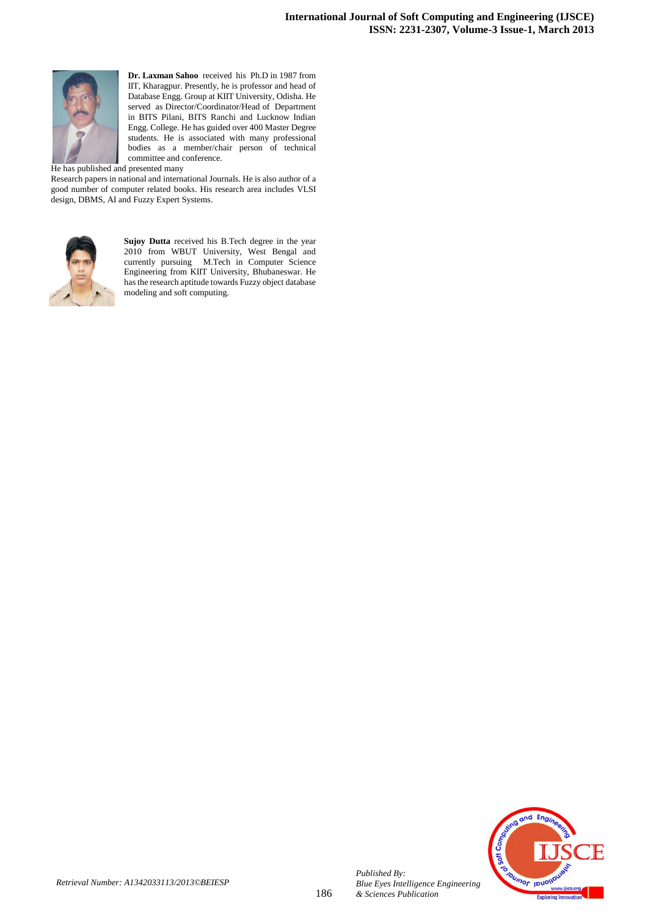**Dr. Laxman Sahoo** received his Ph.D in 1987 from IIT, Kharagpur. Presently, he is professor and head of Database Engg. Group at KIIT University, Odisha. He served as Director/Coordinator/Head of Department in BITS Pilani, BITS Ranchi and Lucknow Indian Engg. College. He has guided over 400 Master Degree students. He is associated with many professional bodies as a member/chair person of technical committee and conference. He has published and presented many Research papers in national and international Journals. He is also author of a good number of computer related books. His research area includes VLSI design, DBMS, AI and Fuzzy Expert Systems.

**Sujoy Dutta** received his B.Tech degree in the year 2010 from WBUT University, West Bengal and currently pursuing M.Tech in Computer Science Engineering from KIIT University, Bhubaneswar. He has the research aptitude towards Fuzzy object database modeling and soft computing.